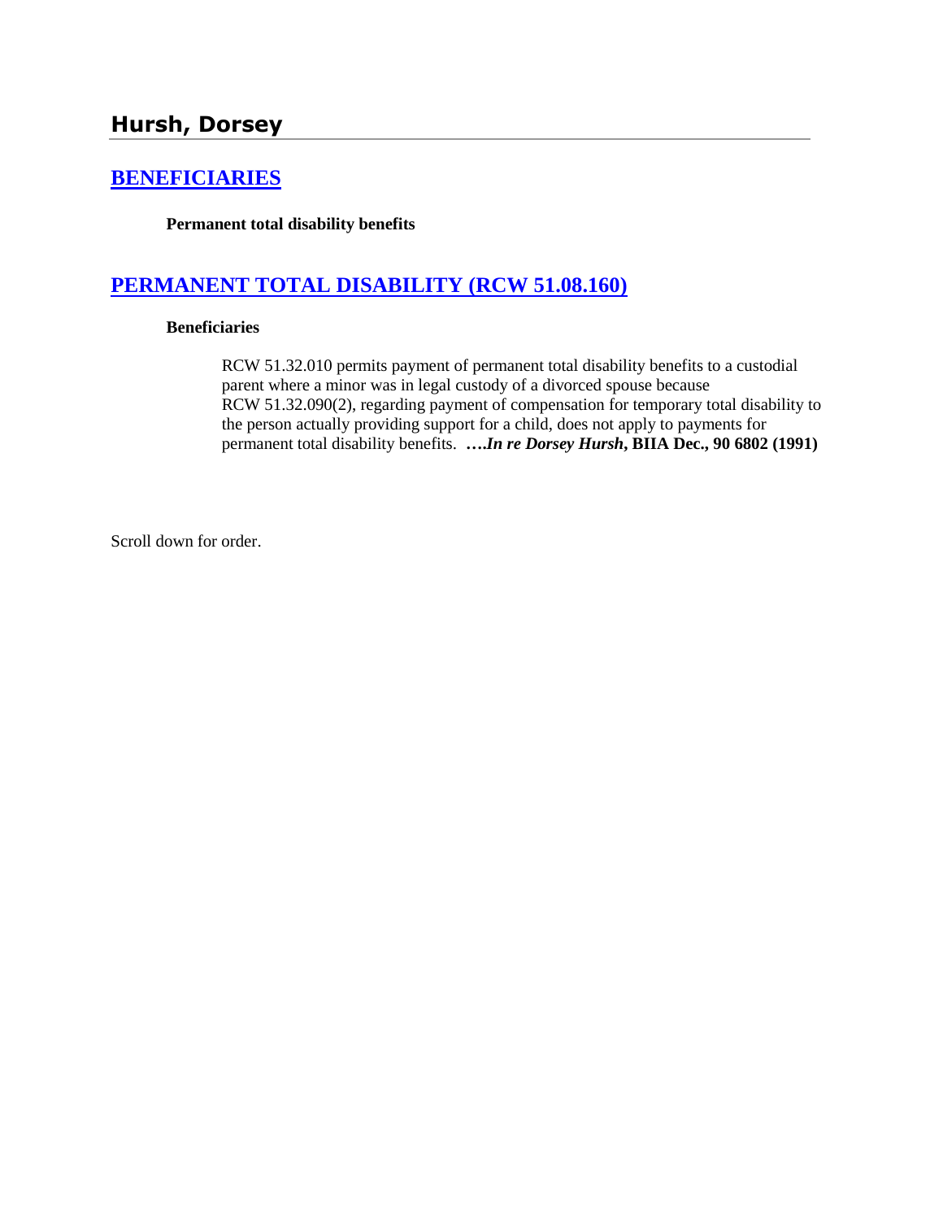## Hursh, Dorsey

### [BENEFICIARIES]

**Permanent total disability benefits**

### [PERMANENT TOTAL DISABILITY (RCW 51.08.160)]

**Beneficiaries**

RCW 51.32.010 permits payment of permanent total disability benefits to a custodial parent where a minor was in legal custody of a divorced spouse because RCW 51.32.090(2), regarding payment of compensation for temporary total disability to the person actually providing support for a child, does not apply to payments for permanent total disability benefits. **….*In re Dorsey Hursh*, BIIA Dec., 90 6802 (1991)**

Scroll down for order.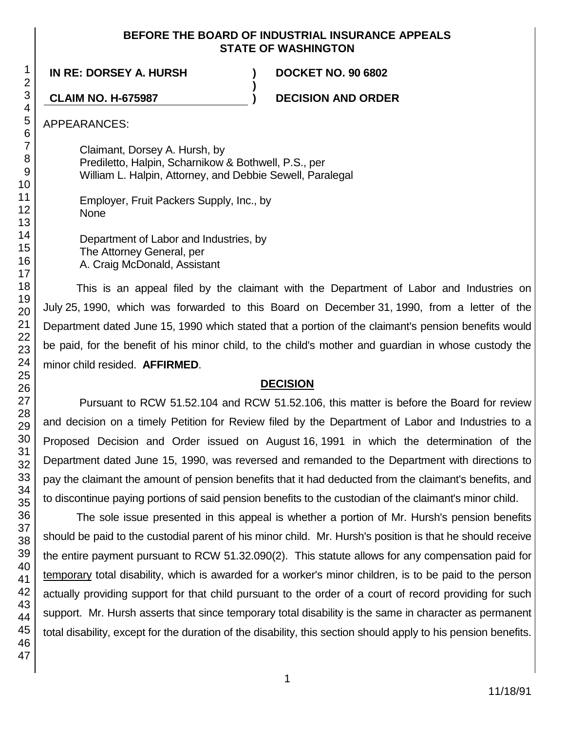**BEFORE THE BOARD OF INDUSTRIAL INSURANCE APPEALS**
**STATE OF WASHINGTON**

| | | |
|---|---|---|
| **IN RE: DORSEY A. HURSH** | **)** | **DOCKET NO. 90 6802** |
| | **)** | |
| **CLAIM NO. H-675987** | **)** | **DECISION AND ORDER** |

APPEARANCES:

Claimant, Dorsey A. Hursh, by
Prediletto, Halpin, Scharnikow & Bothwell, P.S., per
William L. Halpin, Attorney, and Debbie Sewell, Paralegal

Employer, Fruit Packers Supply, Inc., by
None

Department of Labor and Industries, by
The Attorney General, per
A. Craig McDonald, Assistant

This is an appeal filed by the claimant with the Department of Labor and Industries on July 25, 1990, which was forwarded to this Board on December 31, 1990, from a letter of the Department dated June 15, 1990 which stated that a portion of the claimant's pension benefits would be paid, for the benefit of his minor child, to the child's mother and guardian in whose custody the minor child resided. **AFFIRMED**.

## DECISION

Pursuant to RCW 51.52.104 and RCW 51.52.106, this matter is before the Board for review and decision on a timely Petition for Review filed by the Department of Labor and Industries to a Proposed Decision and Order issued on August 16, 1991 in which the determination of the Department dated June 15, 1990, was reversed and remanded to the Department with directions to pay the claimant the amount of pension benefits that it had deducted from the claimant's benefits, and to discontinue paying portions of said pension benefits to the custodian of the claimant's minor child.

The sole issue presented in this appeal is whether a portion of Mr. Hursh's pension benefits should be paid to the custodial parent of his minor child. Mr. Hursh's position is that he should receive the entire payment pursuant to RCW 51.32.090(2). This statute allows for any compensation paid for temporary total disability, which is awarded for a worker's minor children, is to be paid to the person actually providing support for that child pursuant to the order of a court of record providing for such support. Mr. Hursh asserts that since temporary total disability is the same in character as permanent total disability, except for the duration of the disability, this section should apply to his pension benefits.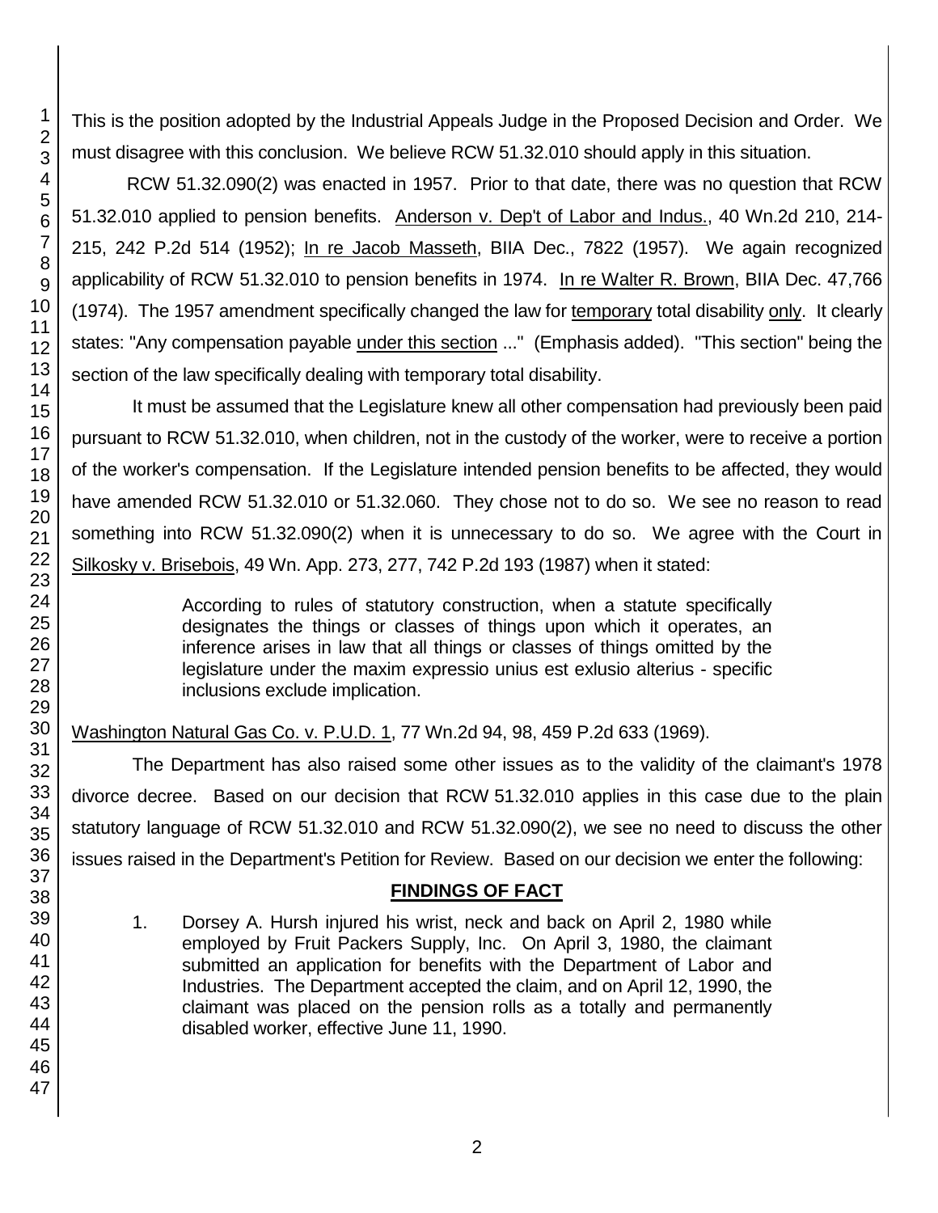This is the position adopted by the Industrial Appeals Judge in the Proposed Decision and Order. We must disagree with this conclusion. We believe RCW 51.32.010 should apply in this situation.

RCW 51.32.090(2) was enacted in 1957. Prior to that date, there was no question that RCW 51.32.010 applied to pension benefits. Anderson v. Dep't of Labor and Indus., 40 Wn.2d 210, 214-215, 242 P.2d 514 (1952); In re Jacob Masseth, BIIA Dec., 7822 (1957). We again recognized applicability of RCW 51.32.010 to pension benefits in 1974. In re Walter R. Brown, BIIA Dec. 47,766 (1974). The 1957 amendment specifically changed the law for temporary total disability only. It clearly states: "Any compensation payable under this section ..." (Emphasis added). "This section" being the section of the law specifically dealing with temporary total disability.

It must be assumed that the Legislature knew all other compensation had previously been paid pursuant to RCW 51.32.010, when children, not in the custody of the worker, were to receive a portion of the worker's compensation. If the Legislature intended pension benefits to be affected, they would have amended RCW 51.32.010 or 51.32.060. They chose not to do so. We see no reason to read something into RCW 51.32.090(2) when it is unnecessary to do so. We agree with the Court in Silkosky v. Brisebois, 49 Wn. App. 273, 277, 742 P.2d 193 (1987) when it stated:

> According to rules of statutory construction, when a statute specifically designates the things or classes of things upon which it operates, an inference arises in law that all things or classes of things omitted by the legislature under the maxim expressio unius est exlusio alterius - specific inclusions exclude implication.

Washington Natural Gas Co. v. P.U.D. 1, 77 Wn.2d 94, 98, 459 P.2d 633 (1969).

The Department has also raised some other issues as to the validity of the claimant's 1978 divorce decree. Based on our decision that RCW 51.32.010 applies in this case due to the plain statutory language of RCW 51.32.010 and RCW 51.32.090(2), we see no need to discuss the other issues raised in the Department's Petition for Review. Based on our decision we enter the following:

## FINDINGS OF FACT

1. Dorsey A. Hursh injured his wrist, neck and back on April 2, 1980 while employed by Fruit Packers Supply, Inc. On April 3, 1980, the claimant submitted an application for benefits with the Department of Labor and Industries. The Department accepted the claim, and on April 12, 1990, the claimant was placed on the pension rolls as a totally and permanently disabled worker, effective June 11, 1990.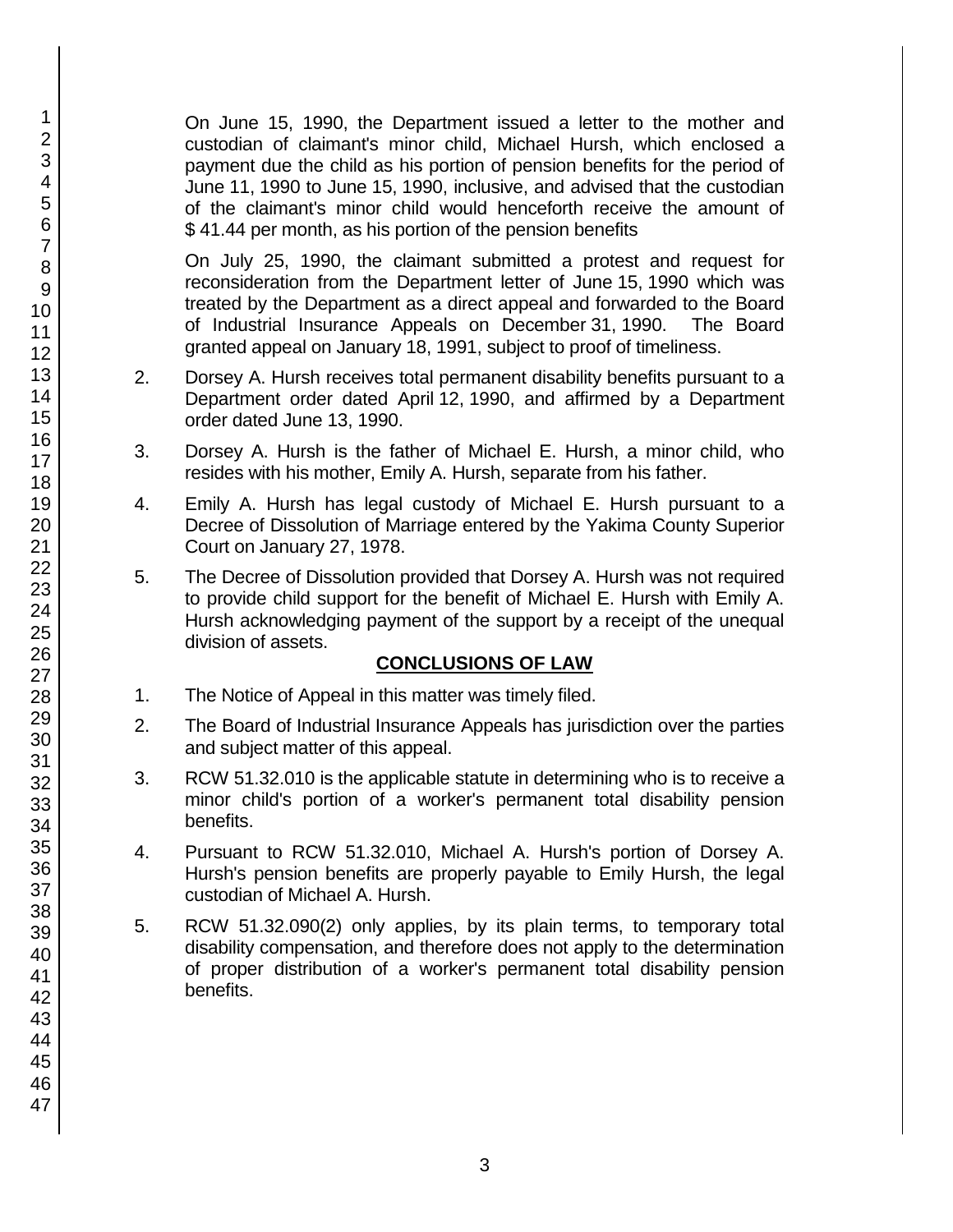On June 15, 1990, the Department issued a letter to the mother and custodian of claimant's minor child, Michael Hursh, which enclosed a payment due the child as his portion of pension benefits for the period of June 11, 1990 to June 15, 1990, inclusive, and advised that the custodian of the claimant's minor child would henceforth receive the amount of $ 41.44 per month, as his portion of the pension benefits

On July 25, 1990, the claimant submitted a protest and request for reconsideration from the Department letter of June 15, 1990 which was treated by the Department as a direct appeal and forwarded to the Board of Industrial Insurance Appeals on December 31, 1990. The Board granted appeal on January 18, 1991, subject to proof of timeliness.

2. Dorsey A. Hursh receives total permanent disability benefits pursuant to a Department order dated April 12, 1990, and affirmed by a Department order dated June 13, 1990.

3. Dorsey A. Hursh is the father of Michael E. Hursh, a minor child, who resides with his mother, Emily A. Hursh, separate from his father.

4. Emily A. Hursh has legal custody of Michael E. Hursh pursuant to a Decree of Dissolution of Marriage entered by the Yakima County Superior Court on January 27, 1978.

5. The Decree of Dissolution provided that Dorsey A. Hursh was not required to provide child support for the benefit of Michael E. Hursh with Emily A. Hursh acknowledging payment of the support by a receipt of the unequal division of assets.

## CONCLUSIONS OF LAW

1. The Notice of Appeal in this matter was timely filed.

2. The Board of Industrial Insurance Appeals has jurisdiction over the parties and subject matter of this appeal.

3. RCW 51.32.010 is the applicable statute in determining who is to receive a minor child's portion of a worker's permanent total disability pension benefits.

4. Pursuant to RCW 51.32.010, Michael A. Hursh's portion of Dorsey A. Hursh's pension benefits are properly payable to Emily Hursh, the legal custodian of Michael A. Hursh.

5. RCW 51.32.090(2) only applies, by its plain terms, to temporary total disability compensation, and therefore does not apply to the determination of proper distribution of a worker's permanent total disability pension benefits.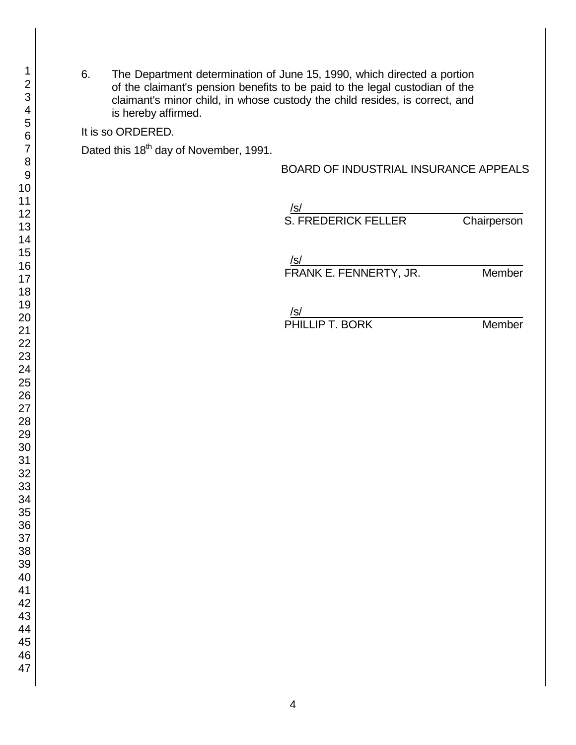6. The Department determination of June 15, 1990, which directed a portion of the claimant's pension benefits to be paid to the legal custodian of the claimant's minor child, in whose custody the child resides, is correct, and is hereby affirmed.

It is so ORDERED.

Dated this 18th day of November, 1991.

BOARD OF INDUSTRIAL INSURANCE APPEALS

/s/
S. FREDERICK FELLER Chairperson

/s/
FRANK E. FENNERTY, JR. Member

/s/
PHILLIP T. BORK Member